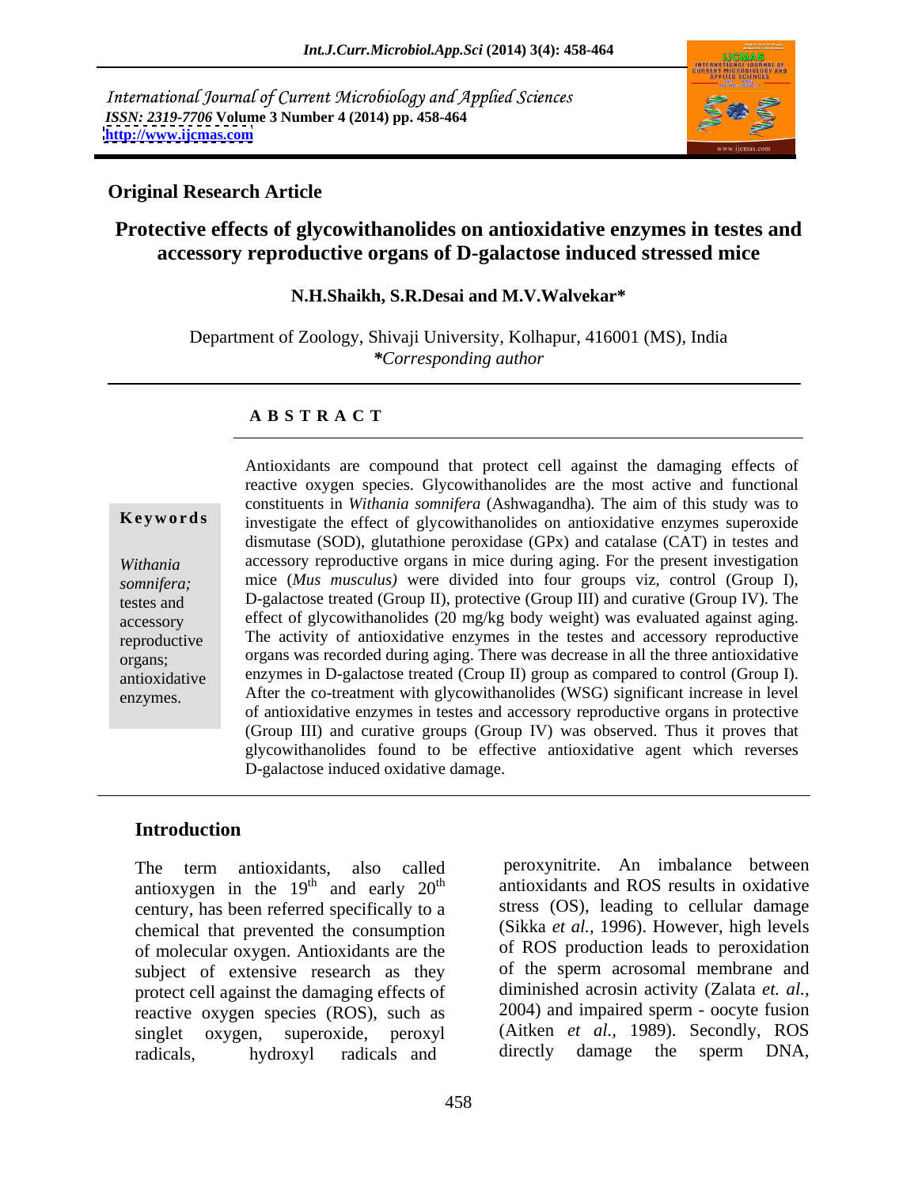International Journal of Current Microbiology and Applied Sciences
*ISSN: 2319-7706* **Volume 3 Number 4 (2014) pp. 458-464**
**http://www.ijcmas.com**

**Original Research Article**

# Protective effects of glycowithanolides on antioxidative enzymes in testes and accessory reproductive organs of D-galactose induced stressed mice

**N.H.Shaikh, S.R.Desai and M.V.Walvekar***

Department of Zoology, Shivaji University, Kolhapur, 416001 (MS), India
**Corresponding author*

## A B S T R A C T

**Keywords**

*Withania somnifera;* testes and accessory reproductive organs; antioxidative enzymes.

Antioxidants are compound that protect cell against the damaging effects of reactive oxygen species. Glycowithanolides are the most active and functional constituents in *Withania somnifera* (Ashwagandha)*.* The aim of this study was to investigate the effect of glycowithanolides on antioxidative enzymes superoxide dismutase (SOD), glutathione peroxidase (GPx) and catalase (CAT) in testes and accessory reproductive organs in mice during aging. For the present investigation mice (*Mus musculus)* were divided into four groups viz, control (Group I), D-galactose treated (Group II), protective (Group III) and curative (Group IV). The effect of glycowithanolides (20 mg/kg body weight) was evaluated against aging. The activity of antioxidative enzymes in the testes and accessory reproductive organs was recorded during aging. There was decrease in all the three antioxidative enzymes in D-galactose treated (Croup II) group as compared to control (Group I). After the co-treatment with glycowithanolides (WSG) significant increase in level of antioxidative enzymes in testes and accessory reproductive organs in protective (Group III) and curative groups (Group IV) was observed. Thus it proves that glycowithanolides found to be effective antioxidative agent which reverses D-galactose induced oxidative damage.

## Introduction

The term antioxidants, also called antioxygen in the 19[th] and early 20[th] century, has been referred specifically to a chemical that prevented the consumption of molecular oxygen. Antioxidants are the subject of extensive research as they protect cell against the damaging effects of reactive oxygen species (ROS), such as singlet oxygen, superoxide, peroxyl radicals, hydroxyl radicals and peroxynitrite. An imbalance between antioxidants and ROS results in oxidative stress (OS), leading to cellular damage (Sikka *et al.,* 1996). However, high levels of ROS production leads to peroxidation of the sperm acrosomal membrane and diminished acrosin activity (Zalata *et. al.,* 2004) and impaired sperm - oocyte fusion (Aitken *et al.,* 1989). Secondly, ROS directly damage the sperm DNA,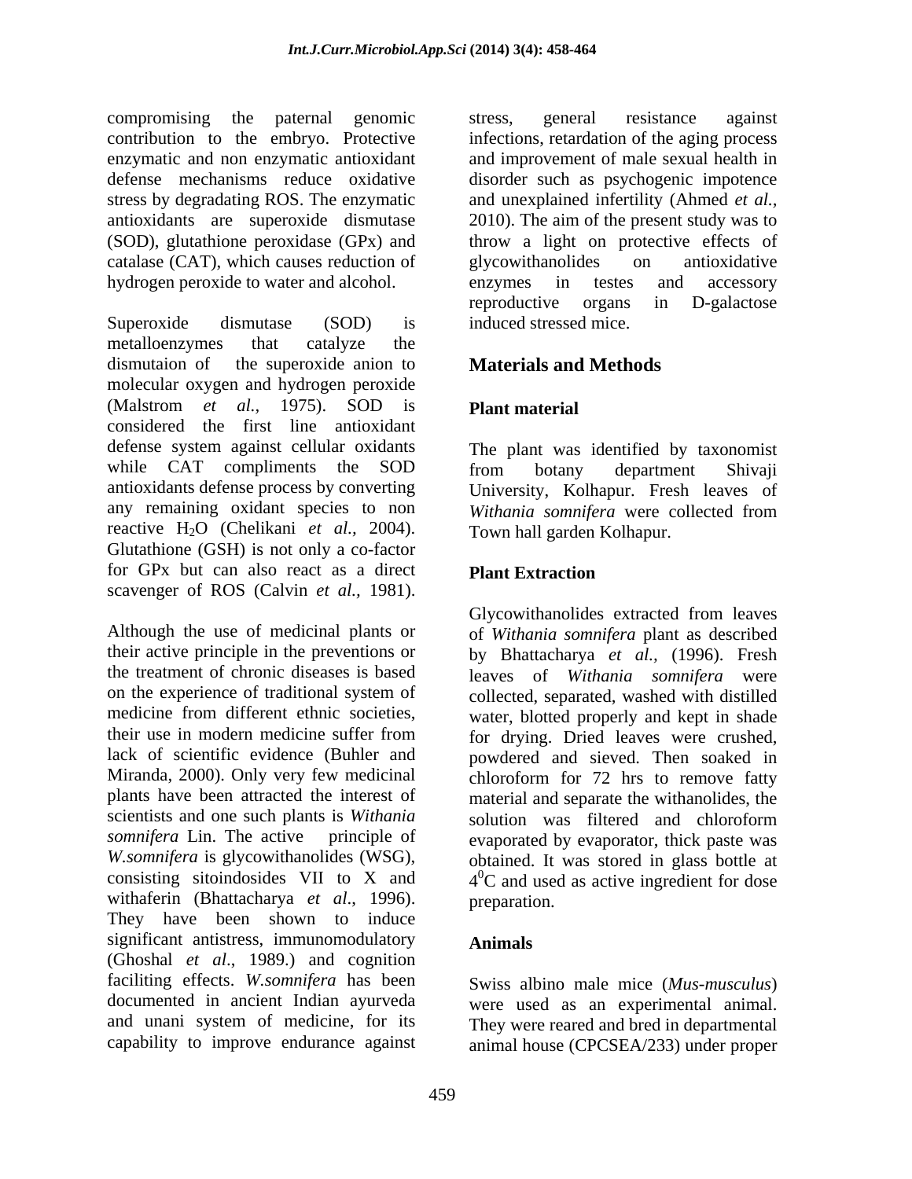compromising the paternal genomic contribution to the embryo. Protective enzymatic and non enzymatic antioxidant defense mechanisms reduce oxidative stress by degradating ROS. The enzymatic antioxidants are superoxide dismutase (SOD), glutathione peroxidase (GPx) and catalase (CAT), which causes reduction of hydrogen peroxide to water and alcohol.

Superoxide dismutase (SOD) is metalloenzymes that catalyze the dismutaion of the superoxide anion to molecular oxygen and hydrogen peroxide (Malstrom *et al.,* 1975). SOD is considered the first line antioxidant defense system against cellular oxidants while CAT compliments the SOD antioxidants defense process by converting any remaining oxidant species to non reactive $H_2O$ (Chelikani *et al.,* 2004). Glutathione (GSH) is not only a co-factor for GPx but can also react as a direct scavenger of ROS (Calvin *et al.,* 1981).

Although the use of medicinal plants or their active principle in the preventions or the treatment of chronic diseases is based on the experience of traditional system of medicine from different ethnic societies, their use in modern medicine suffer from lack of scientific evidence (Buhler and Miranda, 2000). Only very few medicinal plants have been attracted the interest of scientists and one such plants is *Withania somnifera* Lin. The active principle of *W.somnifera* is glycowithanolides (WSG), consisting sitoindosides VII to X and withaferin (Bhattacharya *et al*., 1996). They have been shown to induce significant antistress, immunomodulatory (Ghoshal *et al*., 1989.) and cognition faciliting effects. *W.somnifera* has been documented in ancient Indian ayurveda and unani system of medicine, for its capability to improve endurance against stress, general resistance against infections, retardation of the aging process and improvement of male sexual health in disorder such as psychogenic impotence and unexplained infertility (Ahmed *et al.*, 2010). The aim of the present study was to throw a light on protective effects of glycowithanolides on antioxidative enzymes in testes and accessory reproductive organs in D-galactose induced stressed mice.

## Materials and Methods

### Plant material

The plant was identified by taxonomist from botany department Shivaji University, Kolhapur. Fresh leaves of *Withania somnifera* were collected from Town hall garden Kolhapur.

### Plant Extraction

Glycowithanolides extracted from leaves of *Withania somnifera* plant as described by Bhattacharya *et al.,* (1996). Fresh leaves of *Withania somnifera* were collected, separated, washed with distilled water, blotted properly and kept in shade for drying. Dried leaves were crushed, powdered and sieved. Then soaked in chloroform for 72 hrs to remove fatty material and separate the withanolides, the solution was filtered and chloroform evaporated by evaporator, thick paste was obtained. It was stored in glass bottle at $4^0$C and used as active ingredient for dose preparation.

### Animals

Swiss albino male mice (*Mus-musculus*) were used as an experimental animal. They were reared and bred in departmental animal house (CPCSEA/233) under proper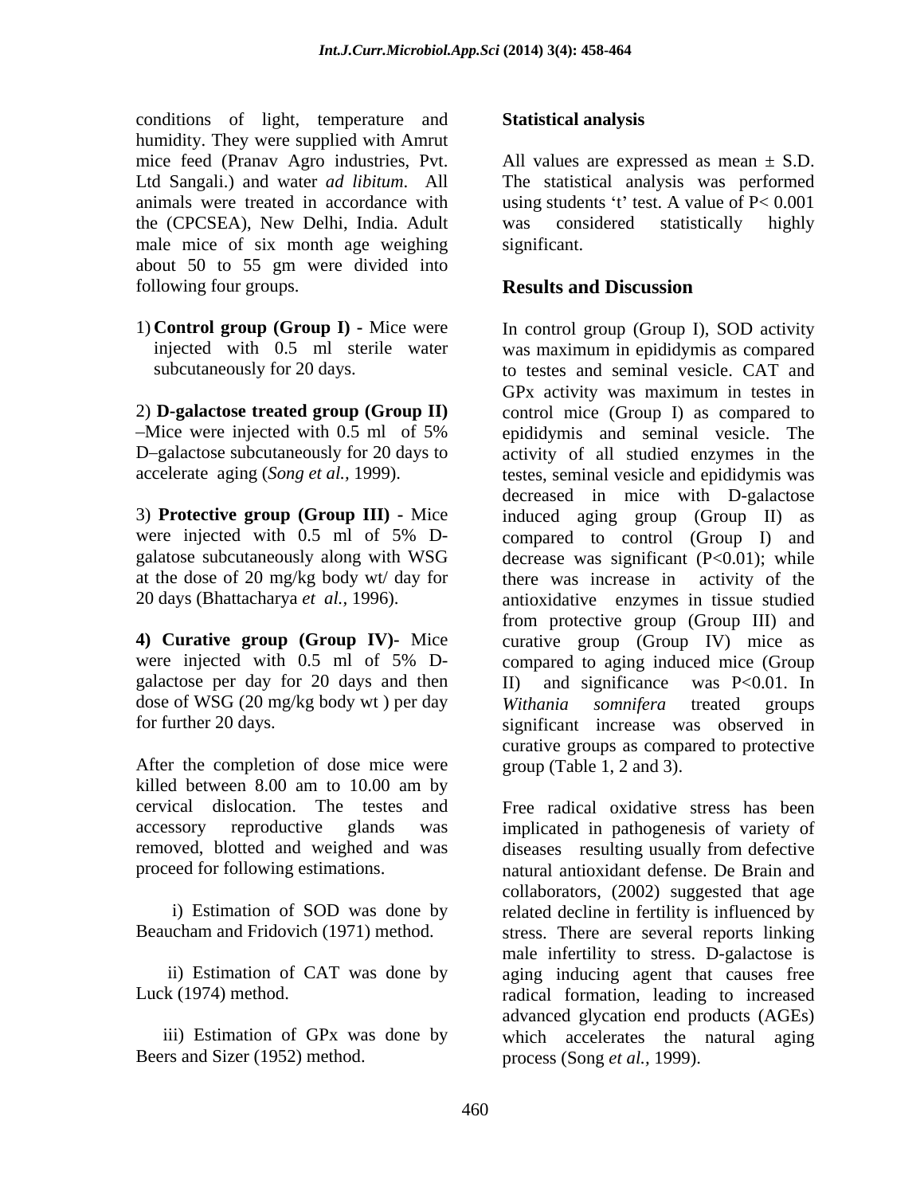conditions of light, temperature and humidity. They were supplied with Amrut mice feed (Pranav Agro industries, Pvt. Ltd Sangali.) and water *ad libitum*. All animals were treated in accordance with the (CPCSEA), New Delhi, India. Adult male mice of six month age weighing about 50 to 55 gm were divided into following four groups.

1) **Control group (Group I)** - Mice were injected with 0.5 ml sterile water subcutaneously for 20 days.

2) **D-galactose treated group (Group II)** –Mice were injected with 0.5 ml of 5% D–galactose subcutaneously for 20 days to accelerate aging (*Song et al.,* 1999).

3) **Protective group (Group III)** - Mice were injected with 0.5 ml of 5% D-galatose subcutaneously along with WSG at the dose of 20 mg/kg body wt/ day for 20 days (Bhattacharya *et al.,* 1996).

4) **Curative group (Group IV)**- Mice were injected with 0.5 ml of 5% D-galactose per day for 20 days and then dose of WSG (20 mg/kg body wt ) per day for further 20 days.

After the completion of dose mice were killed between 8.00 am to 10.00 am by cervical dislocation. The testes and accessory reproductive glands was removed, blotted and weighed and was proceed for following estimations.

i) Estimation of SOD was done by Beaucham and Fridovich (1971) method.

ii) Estimation of CAT was done by Luck (1974) method.

iii) Estimation of GPx was done by Beers and Sizer (1952) method.

**Statistical analysis**

All values are expressed as mean ± S.D. The statistical analysis was performed using students 't' test. A value of $P< 0.001$ was considered statistically highly significant.

## Results and Discussion

In control group (Group I), SOD activity was maximum in epididymis as compared to testes and seminal vesicle. CAT and GPx activity was maximum in testes in control mice (Group I) as compared to epididymis and seminal vesicle. The activity of all studied enzymes in the testes, seminal vesicle and epididymis was decreased in mice with D-galactose induced aging group (Group II) as compared to control (Group I) and decrease was significant ($P<0.01$); while there was increase in activity of the antioxidative enzymes in tissue studied from protective group (Group III) and curative group (Group IV) mice as compared to aging induced mice (Group II) and significance was $P<0.01$. In *Withania somnifera* treated groups significant increase was observed in curative groups as compared to protective group (Table 1, 2 and 3).

Free radical oxidative stress has been implicated in pathogenesis of variety of diseases resulting usually from defective natural antioxidant defense. De Brain and collaborators, (2002) suggested that age related decline in fertility is influenced by stress. There are several reports linking male infertility to stress. D-galactose is aging inducing agent that causes free radical formation, leading to increased advanced glycation end products (AGEs) which accelerates the natural aging process (Song *et al.,* 1999).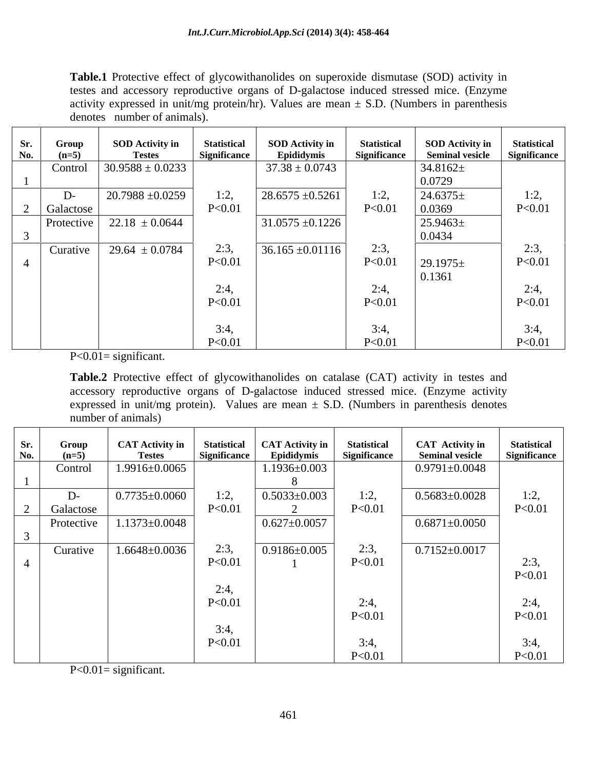**Table.1** Protective effect of glycowithanolides on superoxide dismutase (SOD) activity in testes and accessory reproductive organs of D-galactose induced stressed mice. (Enzyme activity expressed in unit/mg protein/hr). Values are mean ± S.D. (Numbers in parenthesis denotes number of animals).

| Sr. No. | Group (n=5) | SOD Activity in Testes | Statistical Significance | SOD Activity in Epididymis | Statistical Significance | SOD Activity in Seminal vesicle | Statistical Significance |
|---|---|---|---|---|---|---|---|
| 1 | Control | 30.9588 ± 0.0233 | | 37.38 ± 0.0743 | | 34.8162± 0.0729 | |
| 2 | D-Galactose | 20.7988 ±0.0259 | 1:2, P<0.01 | 28.6575 ±0.5261 | 1:2, P<0.01 | 24.6375± 0.0369 | 1:2, P<0.01 |
| 3 | Protective | 22.18 ± 0.0644 | | 31.0575 ±0.1226 | | 25.9463± 0.0434 | |
| 4 | Curative | 29.64 ± 0.0784 | 2:3, P<0.01<br>2:4, P<0.01<br>3:4, P<0.01 | 36.165 ±0.01116 | 2:3, P<0.01<br>2:4, P<0.01<br>3:4, P<0.01 | 29.1975± 0.1361 | 2:3, P<0.01<br>2:4, P<0.01<br>3:4, P<0.01 |

P<0.01= significant.

**Table.2** Protective effect of glycowithanolides on catalase (CAT) activity in testes and accessory reproductive organs of D-galactose induced stressed mice. (Enzyme activity expressed in unit/mg protein). Values are mean ± S.D. (Numbers in parenthesis denotes number of animals)

| Sr. No. | Group (n=5) | CAT Activity in Testes | Statistical Significance | CAT Activity in Epididymis | Statistical Significance | CAT Activity in Seminal vesicle | Statistical Significance |
|---|---|---|---|---|---|---|---|
| 1 | Control | 1.9916±0.0065 | | 1.1936±0.0038 | | 0.9791±0.0048 | |
| 2 | D-Galactose | 0.7735±0.0060 | 1:2, P<0.01 | 0.5033±0.0032 | 1:2, P<0.01 | 0.5683±0.0028 | 1:2, P<0.01 |
| 3 | Protective | 1.1373±0.0048 | | 0.627±0.0057 | | 0.6871±0.0050 | |
| 4 | Curative | 1.6648±0.0036 | 2:3, P<0.01<br>2:4, P<0.01<br>3:4, P<0.01 | 0.9186±0.0051 | 2:3, P<0.01<br>2:4, P<0.01<br>3:4, P<0.01 | 0.7152±0.0017 | 2:3, P<0.01<br>2:4, P<0.01<br>3:4, P<0.01 |

P<0.01= significant.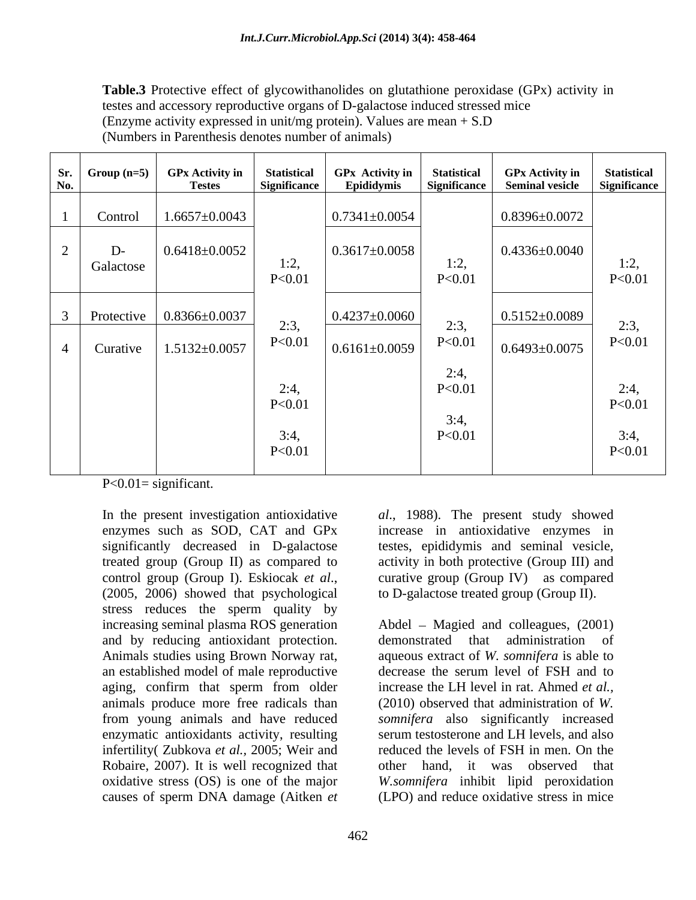**Table.3** Protective effect of glycowithanolides on glutathione peroxidase (GPx) activity in testes and accessory reproductive organs of D-galactose induced stressed mice (Enzyme activity expressed in unit/mg protein). Values are mean + S.D (Numbers in Parenthesis denotes number of animals)

| Sr. No. | Group (n=5) | GPx Activity in Testes | Statistical Significance | GPx Activity in Epididymis | Statistical Significance | GPx Activity in Seminal vesicle | Statistical Significance |
|---|---|---|---|---|---|---|---|
| 1 | Control | 1.6657±0.0043 | 1:2, P<0.01 | 0.7341±0.0054 | 1:2, P<0.01 | 0.8396±0.0072 | 1:2, P<0.01 |
| 2 | D-Galactose | 0.6418±0.0052 | | 0.3617±0.0058 | | 0.4336±0.0040 | |
| 3 | Protective | 0.8366±0.0037 | 2:3, P<0.01 | 0.4237±0.0060 | 2:3, P<0.01 | 0.5152±0.0089 | 2:3, P<0.01 |
| 4 | Curative | 1.5132±0.0057 | 2:4, P<0.01 | 0.6161±0.0059 | 2:4, P<0.01 | 0.6493±0.0075 | 2:4, P<0.01 |
| | | | 3:4, P<0.01 | | 3:4, P<0.01 | | 3:4, P<0.01 |

P<0.01= significant.

In the present investigation antioxidative enzymes such as SOD, CAT and GPx significantly decreased in D-galactose treated group (Group II) as compared to control group (Group I). Eskiocak *et al*., (2005, 2006) showed that psychological stress reduces the sperm quality by increasing seminal plasma ROS generation and by reducing antioxidant protection. Animals studies using Brown Norway rat, an established model of male reproductive aging, confirm that sperm from older animals produce more free radicals than from young animals and have reduced enzymatic antioxidants activity, resulting infertility( Zubkova *et al.*, 2005; Weir and Robaire, 2007). It is well recognized that oxidative stress (OS) is one of the major causes of sperm DNA damage (Aitken *et al*., 1988). The present study showed increase in antioxidative enzymes in testes, epididymis and seminal vesicle, activity in both protective (Group III) and curative group (Group IV) as compared to D-galactose treated group (Group II).

Abdel – Magied and colleagues, (2001) demonstrated that administration of aqueous extract of *W. somnifera* is able to decrease the serum level of FSH and to increase the LH level in rat. Ahmed *et al.*, (2010) observed that administration of *W. somnifera* also significantly increased serum testosterone and LH levels, and also reduced the levels of FSH in men. On the other hand, it was observed that *W.somnifera* inhibit lipid peroxidation (LPO) and reduce oxidative stress in mice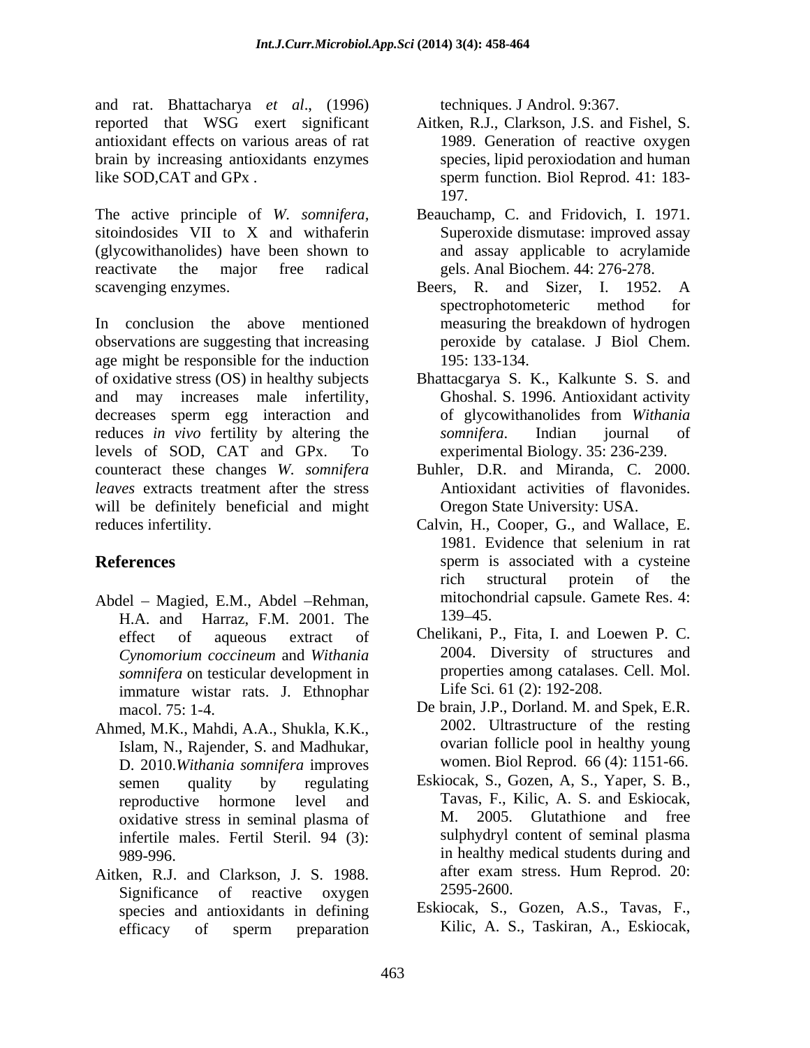and rat. Bhattacharya *et al*., (1996) reported that WSG exert significant antioxidant effects on various areas of rat brain by increasing antioxidants enzymes like SOD,CAT and GPx .

The active principle of *W. somnifera*, sitoindosides VII to X and withaferin (glycowithanolides) have been shown to reactivate the major free radical scavenging enzymes.

In conclusion the above mentioned observations are suggesting that increasing age might be responsible for the induction of oxidative stress (OS) in healthy subjects and may increases male infertility, decreases sperm egg interaction and reduces *in vivo* fertility by altering the levels of SOD, CAT and GPx. To counteract these changes *W. somnifera leaves* extracts treatment after the stress will be definitely beneficial and might reduces infertility.

## References

Abdel – Magied, E.M., Abdel –Rehman, H.A. and Harraz, F.M. 2001. The effect of aqueous extract of *Cynomorium coccineum* and *Withania somnifera* on testicular development in immature wistar rats. J. Ethnophar macol. 75: 1-4.

Ahmed, M.K., Mahdi, A.A., Shukla, K.K., Islam, N., Rajender, S. and Madhukar, D. 2010.*Withania somnifera* improves semen quality by regulating reproductive hormone level and oxidative stress in seminal plasma of infertile males. Fertil Steril. 94 (3): 989-996.

Aitken, R.J. and Clarkson, J. S. 1988. Significance of reactive oxygen species and antioxidants in defining efficacy of sperm preparation techniques. J Androl. 9:367.

Aitken, R.J., Clarkson, J.S. and Fishel, S. 1989. Generation of reactive oxygen species, lipid peroxiodation and human sperm function. Biol Reprod. 41: 183-197.

Beauchamp, C. and Fridovich, I. 1971. Superoxide dismutase: improved assay and assay applicable to acrylamide gels. Anal Biochem. 44: 276-278.

Beers, R. and Sizer, I. 1952. A spectrophotometeric method for measuring the breakdown of hydrogen peroxide by catalase. J Biol Chem. 195: 133-134.

Bhattacgarya S. K., Kalkunte S. S. and Ghoshal. S. 1996. Antioxidant activity of glycowithanolides from *Withania somnifera*. Indian journal of experimental Biology. 35: 236-239.

Buhler, D.R. and Miranda, C. 2000. Antioxidant activities of flavonides. Oregon State University: USA.

Calvin, H., Cooper, G., and Wallace, E. 1981. Evidence that selenium in rat sperm is associated with a cysteine rich structural protein of the mitochondrial capsule. Gamete Res. 4: 139–45.

Chelikani, P., Fita, I. and Loewen P. C. 2004. Diversity of structures and properties among catalases. Cell. Mol. Life Sci. 61 (2): 192-208.

De brain, J.P., Dorland. M. and Spek, E.R. 2002. Ultrastructure of the resting ovarian follicle pool in healthy young women. Biol Reprod. 66 (4): 1151-66.

Eskiocak, S., Gozen, A, S., Yaper, S. B., Tavas, F., Kilic, A. S. and Eskiocak, M. 2005. Glutathione and free sulphydryl content of seminal plasma in healthy medical students during and after exam stress. Hum Reprod. 20: 2595-2600.

Eskiocak, S., Gozen, A.S., Tavas, F., Kilic, A. S., Taskiran, A., Eskiocak,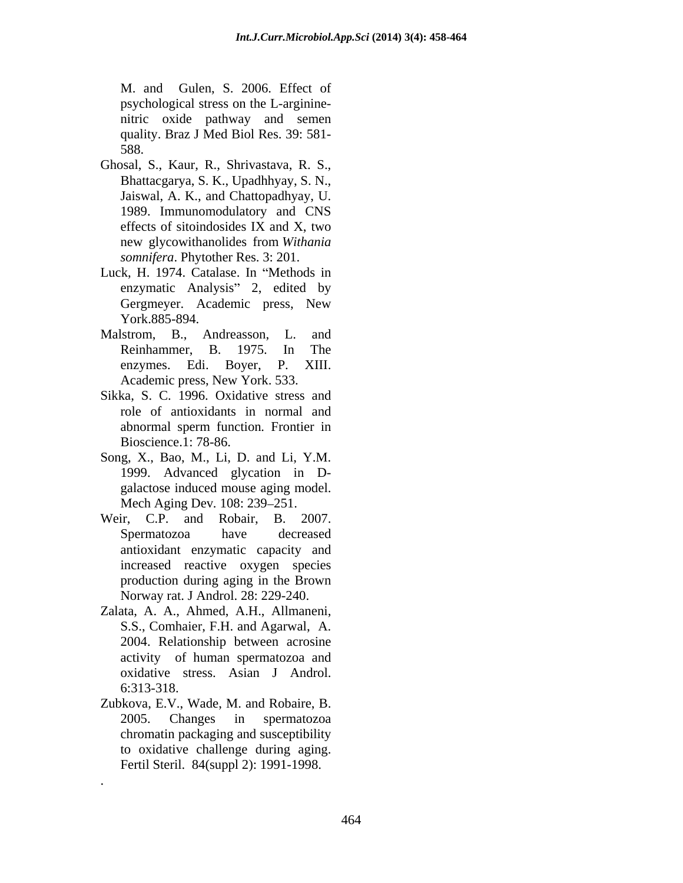M. and Gulen, S. 2006. Effect of psychological stress on the L-arginine-nitric oxide pathway and semen quality. Braz J Med Biol Res. 39: 581-588.

Ghosal, S., Kaur, R., Shrivastava, R. S., Bhattacgarya, S. K., Upadhhyay, S. N., Jaiswal, A. K., and Chattopadhyay, U. 1989. Immunomodulatory and CNS effects of sitoindosides IX and X, two new glycowithanolides from *Withania somnifera*. Phytother Res. 3: 201.

Luck, H. 1974. Catalase. In "Methods in enzymatic Analysis" 2, edited by Gergmeyer. Academic press, New York.885-894.

Malstrom, B., Andreasson, L. and Reinhammer, B. 1975. In The enzymes. Edi. Boyer, P. XIII. Academic press, New York. 533.

Sikka, S. C. 1996. Oxidative stress and role of antioxidants in normal and abnormal sperm function. Frontier in Bioscience.1: 78-86.

Song, X., Bao, M., Li, D. and Li, Y.M. 1999. Advanced glycation in D-galactose induced mouse aging model. Mech Aging Dev. 108: 239–251.

Weir, C.P. and Robair, B. 2007. Spermatozoa have decreased antioxidant enzymatic capacity and increased reactive oxygen species production during aging in the Brown Norway rat. J Androl. 28: 229-240.

Zalata, A. A., Ahmed, A.H., Allmaneni, S.S., Comhaier, F.H. and Agarwal, A. 2004. Relationship between acrosine activity of human spermatozoa and oxidative stress. Asian J Androl. 6:313-318.

Zubkova, E.V., Wade, M. and Robaire, B. 2005. Changes in spermatozoa chromatin packaging and susceptibility to oxidative challenge during aging. Fertil Steril. 84(suppl 2): 1991-1998.

.